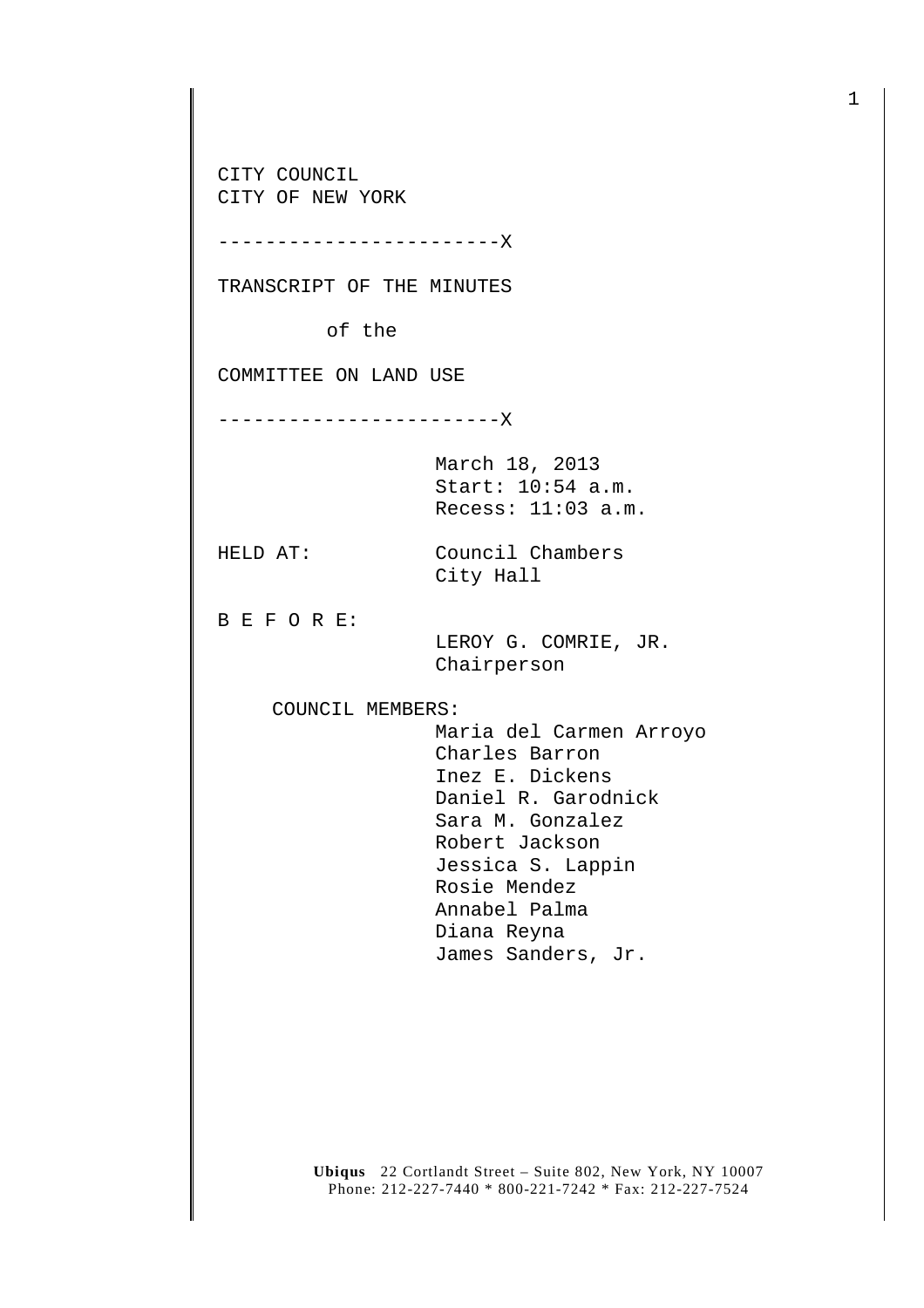CITY COUNCIL
CITY OF NEW YORK

------------------------X

TRANSCRIPT OF THE MINUTES

of the

COMMITTEE ON LAND USE

------------------------X

March 18, 2013
Start: 10:54 a.m.
Recess: 11:03 a.m.

HELD AT: Council Chambers
City Hall

B E F O R E:

LEROY G. COMRIE, JR.
Chairperson

COUNCIL MEMBERS:

Maria del Carmen Arroyo
Charles Barron
Inez E. Dickens
Daniel R. Garodnick
Sara M. Gonzalez
Robert Jackson
Jessica S. Lappin
Rosie Mendez
Annabel Palma
Diana Reyna
James Sanders, Jr.

**Ubiqus** 22 Cortlandt Street – Suite 802, New York, NY 10007
Phone: 212-227-7440 * 800-221-7242 * Fax: 212-227-7524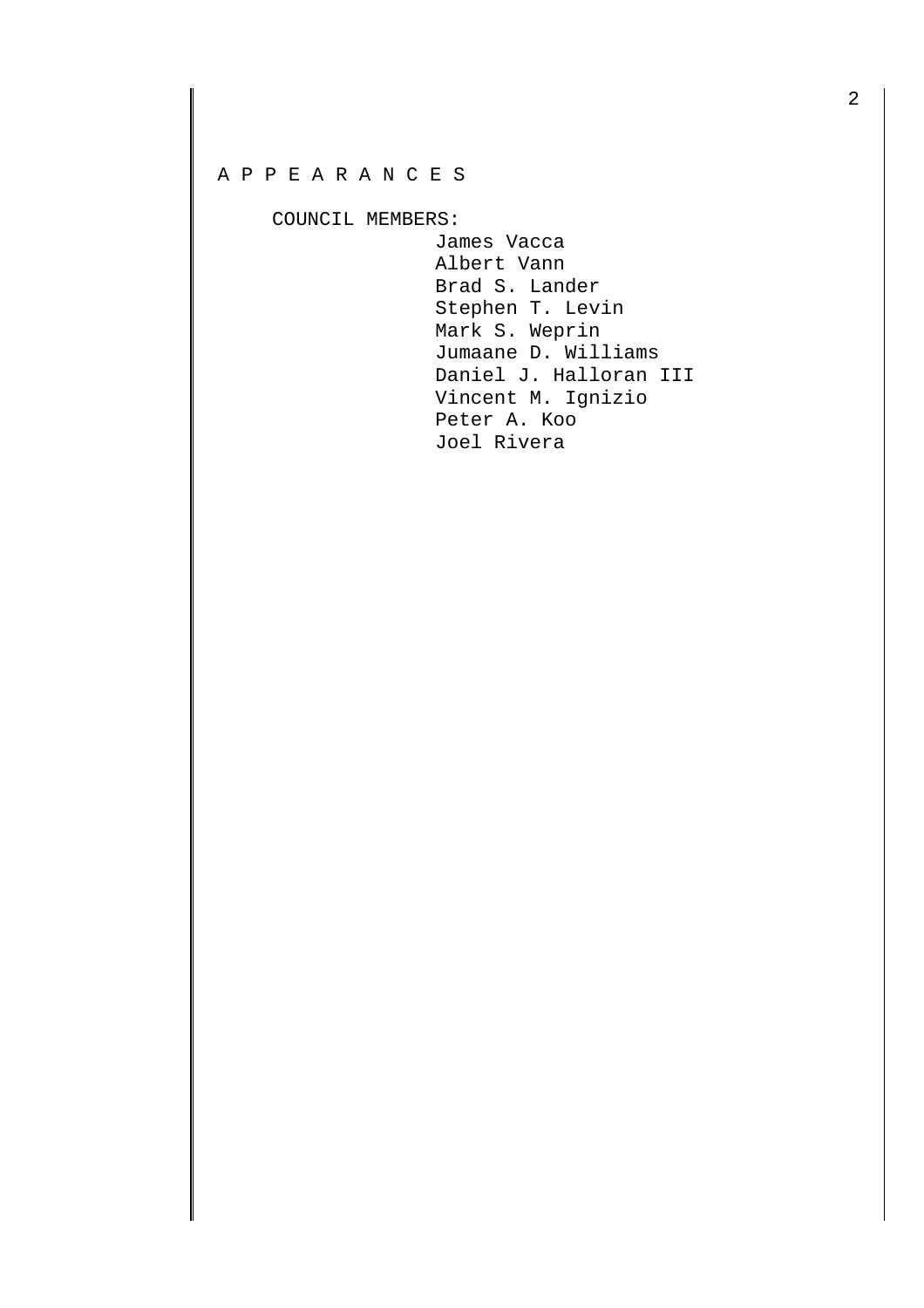A P P E A R A N C E S

COUNCIL MEMBERS:

James Vacca
Albert Vann
Brad S. Lander
Stephen T. Levin
Mark S. Weprin
Jumaane D. Williams
Daniel J. Halloran III
Vincent M. Ignizio
Peter A. Koo
Joel Rivera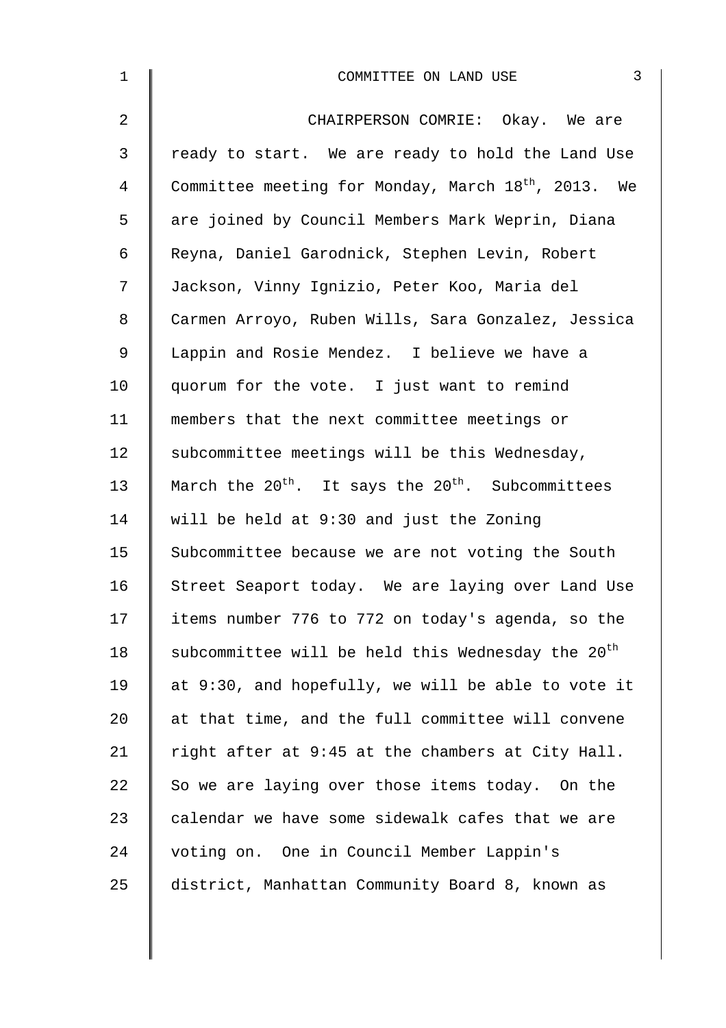CHAIRPERSON COMRIE: Okay. We are ready to start. We are ready to hold the Land Use Committee meeting for Monday, March 18th, 2013. We are joined by Council Members Mark Weprin, Diana Reyna, Daniel Garodnick, Stephen Levin, Robert Jackson, Vinny Ignizio, Peter Koo, Maria del Carmen Arroyo, Ruben Wills, Sara Gonzalez, Jessica Lappin and Rosie Mendez. I believe we have a quorum for the vote. I just want to remind members that the next committee meetings or subcommittee meetings will be this Wednesday, March the 20th. It says the 20th. Subcommittees will be held at 9:30 and just the Zoning Subcommittee because we are not voting the South Street Seaport today. We are laying over Land Use items number 776 to 772 on today's agenda, so the subcommittee will be held this Wednesday the 20th at 9:30, and hopefully, we will be able to vote it at that time, and the full committee will convene right after at 9:45 at the chambers at City Hall. So we are laying over those items today. On the calendar we have some sidewalk cafes that we are voting on. One in Council Member Lappin's district, Manhattan Community Board 8, known as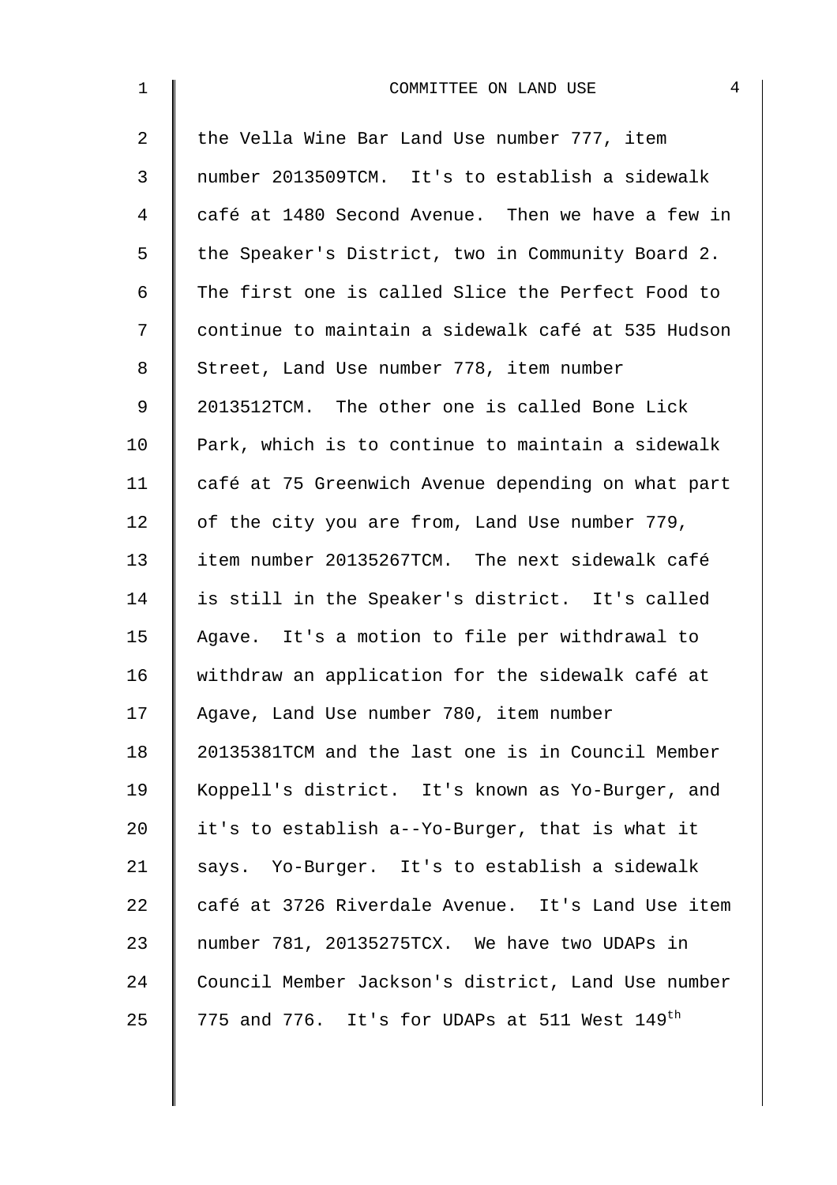the Vella Wine Bar Land Use number 777, item number 2013509TCM. It's to establish a sidewalk café at 1480 Second Avenue. Then we have a few in the Speaker's District, two in Community Board 2. The first one is called Slice the Perfect Food to continue to maintain a sidewalk café at 535 Hudson Street, Land Use number 778, item number 2013512TCM. The other one is called Bone Lick Park, which is to continue to maintain a sidewalk café at 75 Greenwich Avenue depending on what part of the city you are from, Land Use number 779, item number 20135267TCM. The next sidewalk café is still in the Speaker's district. It's called Agave. It's a motion to file per withdrawal to withdraw an application for the sidewalk café at Agave, Land Use number 780, item number 20135381TCM and the last one is in Council Member Koppell's district. It's known as Yo-Burger, and it's to establish a--Yo-Burger, that is what it says. Yo-Burger. It's to establish a sidewalk café at 3726 Riverdale Avenue. It's Land Use item number 781, 20135275TCX. We have two UDAPs in Council Member Jackson's district, Land Use number 775 and 776. It's for UDAPs at 511 West 149th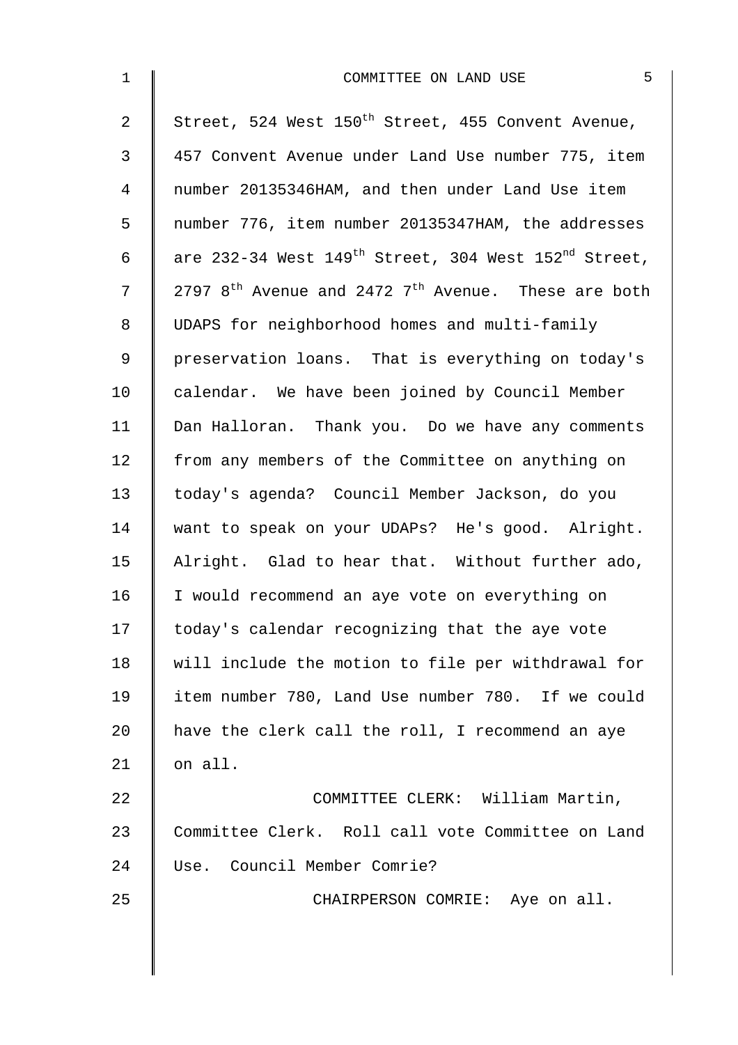Street, 524 West 150th Street, 455 Convent Avenue, 457 Convent Avenue under Land Use number 775, item number 20135346HAM, and then under Land Use item number 776, item number 20135347HAM, the addresses are 232-34 West 149th Street, 304 West 152nd Street, 2797 8th Avenue and 2472 7th Avenue. These are both UDAPS for neighborhood homes and multi-family preservation loans. That is everything on today's calendar. We have been joined by Council Member Dan Halloran. Thank you. Do we have any comments from any members of the Committee on anything on today's agenda? Council Member Jackson, do you want to speak on your UDAPs? He's good. Alright. Alright. Glad to hear that. Without further ado, I would recommend an aye vote on everything on today's calendar recognizing that the aye vote will include the motion to file per withdrawal for item number 780, Land Use number 780. If we could have the clerk call the roll, I recommend an aye on all.

COMMITTEE CLERK: William Martin, Committee Clerk. Roll call vote Committee on Land Use. Council Member Comrie?

CHAIRPERSON COMRIE: Aye on all.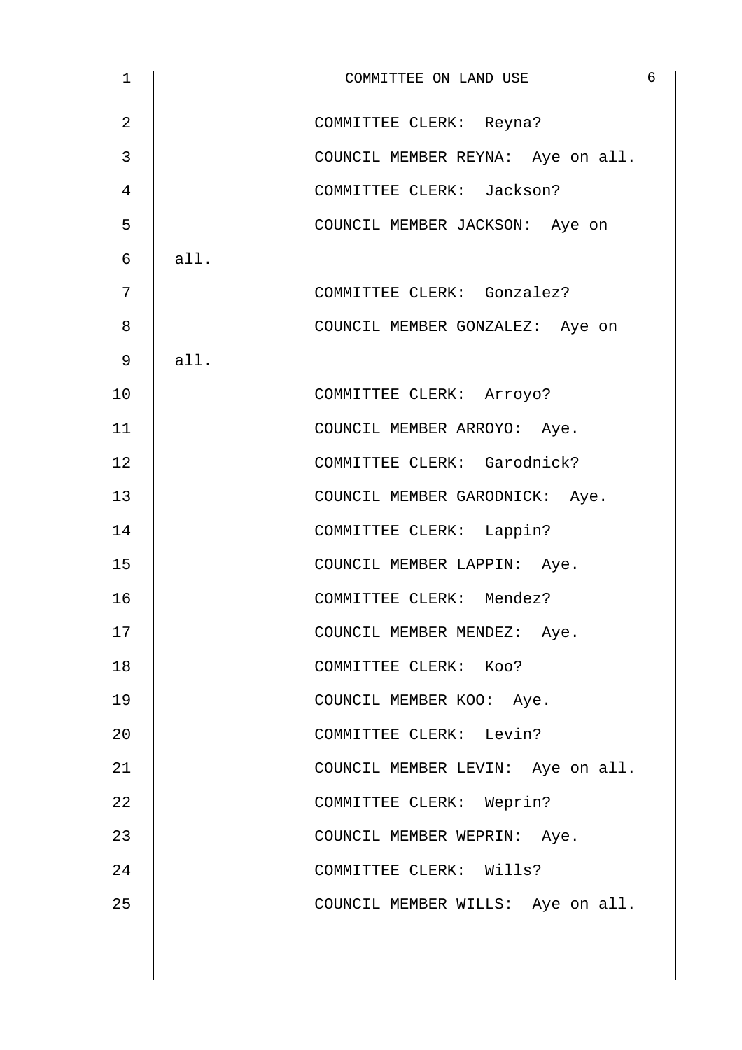COMMITTEE CLERK: Reyna?

COUNCIL MEMBER REYNA: Aye on all.

COMMITTEE CLERK: Jackson?

COUNCIL MEMBER JACKSON: Aye on all.

COMMITTEE CLERK: Gonzalez?

COUNCIL MEMBER GONZALEZ: Aye on all.

COMMITTEE CLERK: Arroyo?

COUNCIL MEMBER ARROYO: Aye.

COMMITTEE CLERK: Garodnick?

COUNCIL MEMBER GARODNICK: Aye.

COMMITTEE CLERK: Lappin?

COUNCIL MEMBER LAPPIN: Aye.

COMMITTEE CLERK: Mendez?

COUNCIL MEMBER MENDEZ: Aye.

COMMITTEE CLERK: Koo?

COUNCIL MEMBER KOO: Aye.

COMMITTEE CLERK: Levin?

COUNCIL MEMBER LEVIN: Aye on all.

COMMITTEE CLERK: Weprin?

COUNCIL MEMBER WEPRIN: Aye.

COMMITTEE CLERK: Wills?

COUNCIL MEMBER WILLS: Aye on all.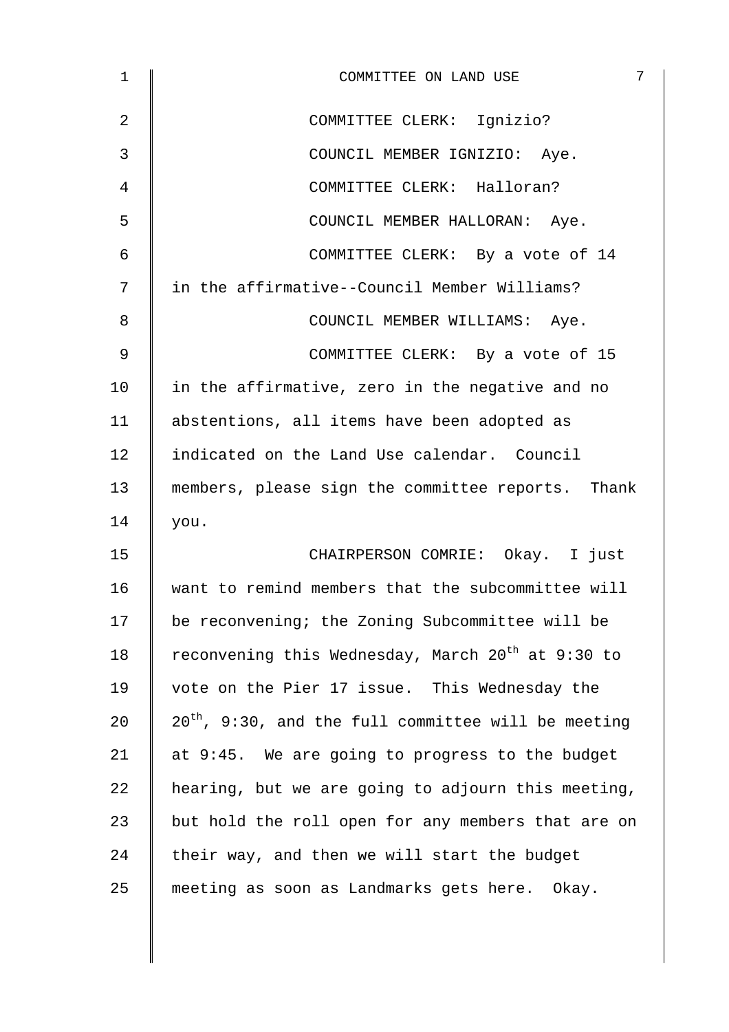COMMITTEE CLERK: Ignizio?

COUNCIL MEMBER IGNIZIO: Aye.

COMMITTEE CLERK: Halloran?

COUNCIL MEMBER HALLORAN: Aye.

COMMITTEE CLERK: By a vote of 14 in the affirmative--Council Member Williams?

COUNCIL MEMBER WILLIAMS: Aye.

COMMITTEE CLERK: By a vote of 15 in the affirmative, zero in the negative and no abstentions, all items have been adopted as indicated on the Land Use calendar. Council members, please sign the committee reports. Thank you.

CHAIRPERSON COMRIE: Okay. I just want to remind members that the subcommittee will be reconvening; the Zoning Subcommittee will be reconvening this Wednesday, March 20th at 9:30 to vote on the Pier 17 issue. This Wednesday the 20th, 9:30, and the full committee will be meeting at 9:45. We are going to progress to the budget hearing, but we are going to adjourn this meeting, but hold the roll open for any members that are on their way, and then we will start the budget meeting as soon as Landmarks gets here. Okay.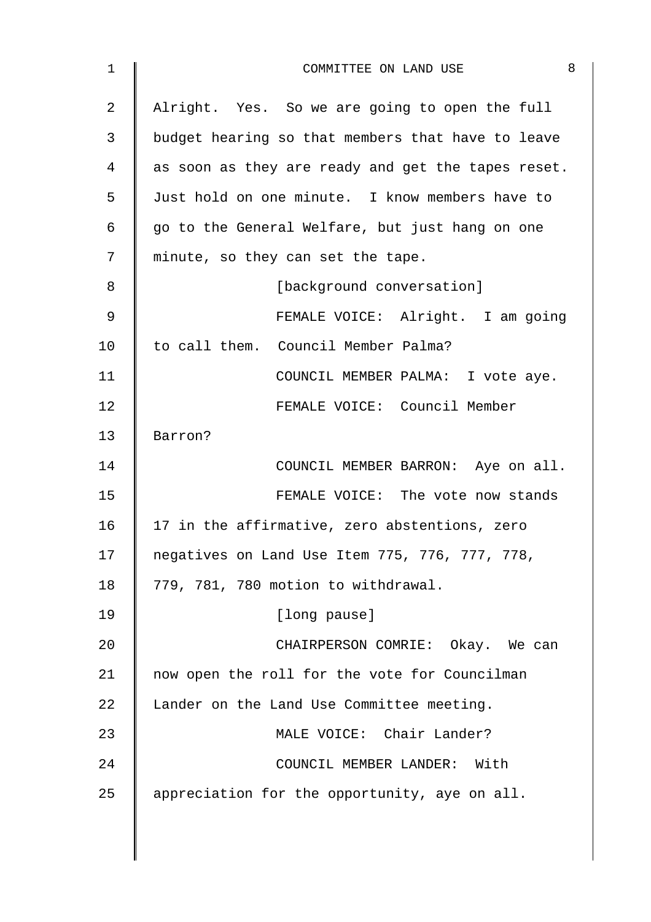Alright. Yes. So we are going to open the full budget hearing so that members that have to leave as soon as they are ready and get the tapes reset. Just hold on one minute. I know members have to go to the General Welfare, but just hang on one minute, so they can set the tape.

[background conversation]

FEMALE VOICE: Alright. I am going to call them. Council Member Palma?

COUNCIL MEMBER PALMA: I vote aye.

FEMALE VOICE: Council Member Barron?

COUNCIL MEMBER BARRON: Aye on all.

FEMALE VOICE: The vote now stands 17 in the affirmative, zero abstentions, zero negatives on Land Use Item 775, 776, 777, 778, 779, 781, 780 motion to withdrawal.

[long pause]

CHAIRPERSON COMRIE: Okay. We can now open the roll for the vote for Councilman Lander on the Land Use Committee meeting.

MALE VOICE: Chair Lander?

COUNCIL MEMBER LANDER: With appreciation for the opportunity, aye on all.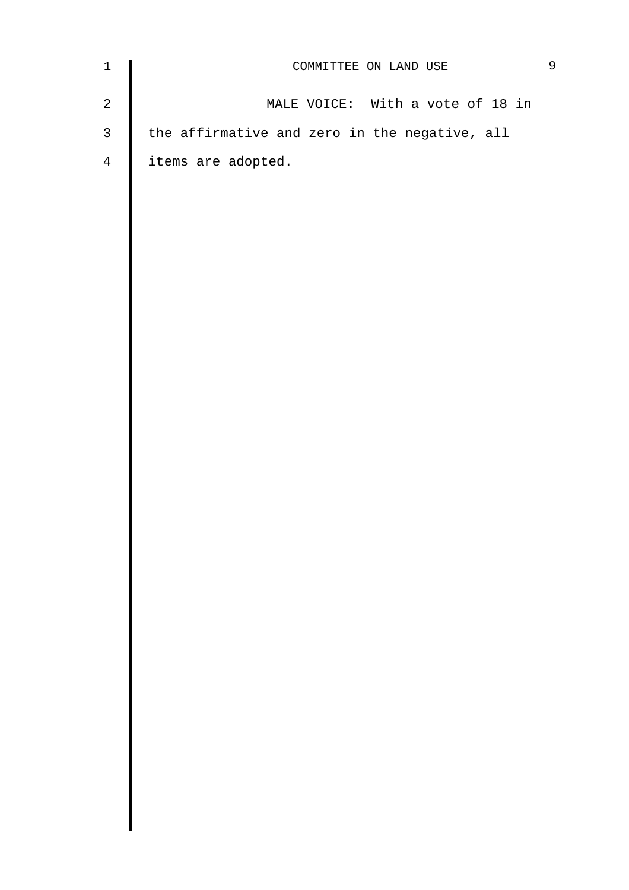MALE VOICE: With a vote of 18 in the affirmative and zero in the negative, all items are adopted.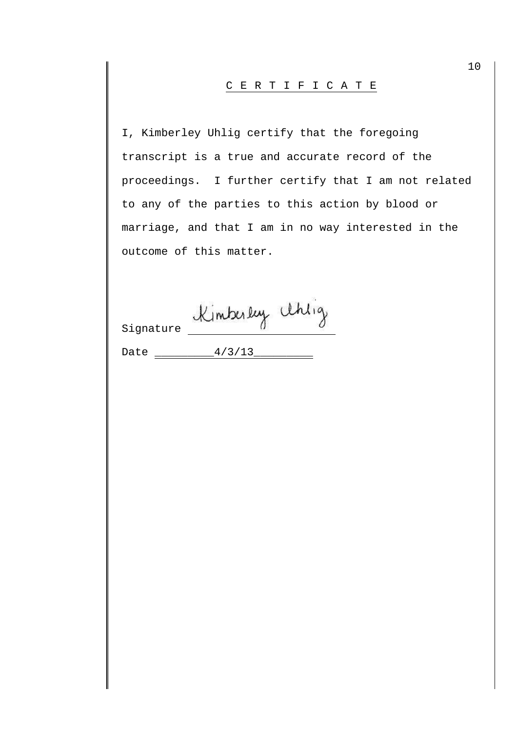# C E R T I F I C A T E

I, Kimberley Uhlig certify that the foregoing transcript is a true and accurate record of the proceedings. I further certify that I am not related to any of the parties to this action by blood or marriage, and that I am in no way interested in the outcome of this matter.

Signature Kimberley Uhlig

Date 4/3/13